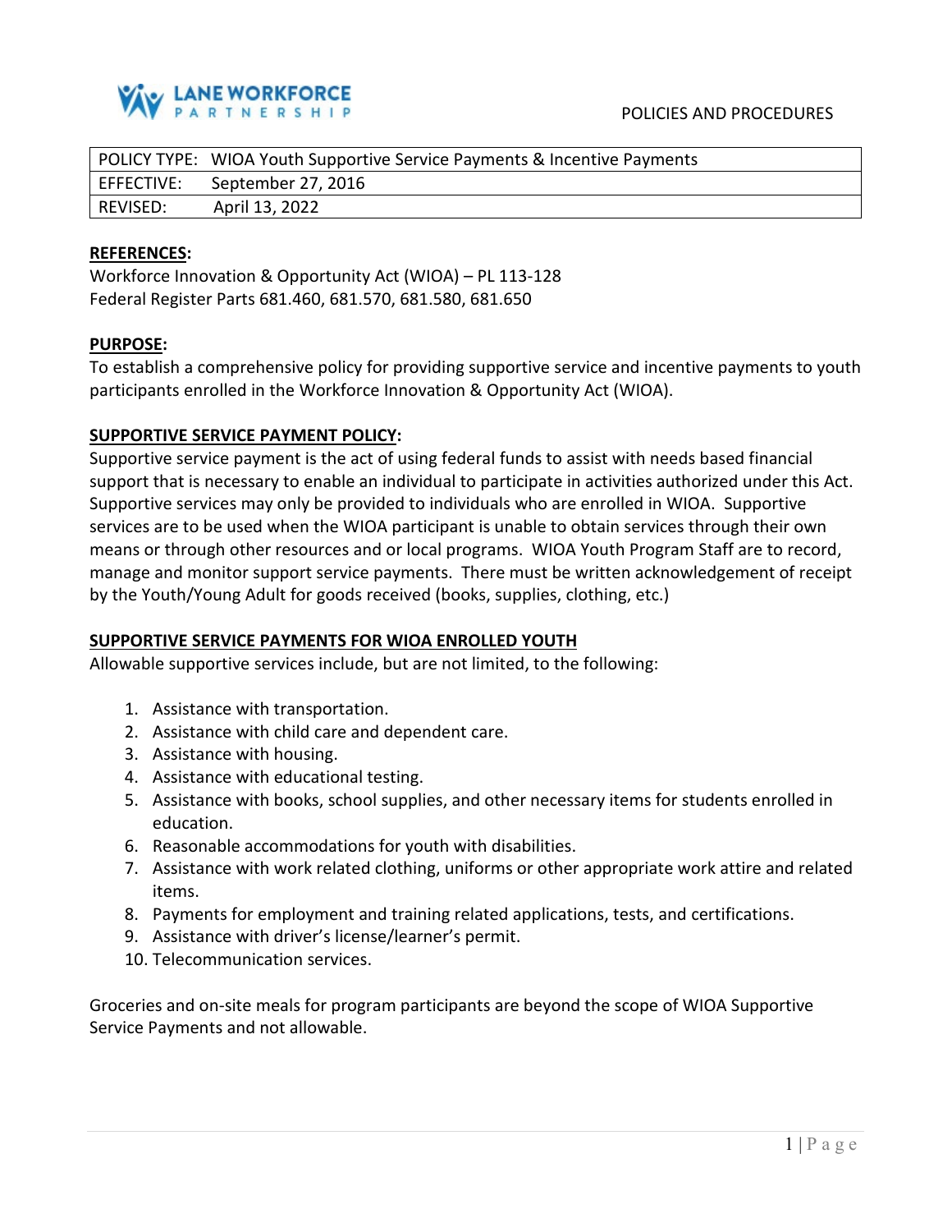LANE WORKFORCE PARTNERSHIP

POLICIES AND PROCEDURES

| POLICY TYPE: | WIOA Youth Supportive Service Payments & Incentive Payments |
|---|---|
| EFFECTIVE: | September 27, 2016 |
| REVISED: | April 13, 2022 |

**REFERENCES:**
Workforce Innovation & Opportunity Act (WIOA) – PL 113-128
Federal Register Parts 681.460, 681.570, 681.580, 681.650

**PURPOSE:**
To establish a comprehensive policy for providing supportive service and incentive payments to youth participants enrolled in the Workforce Innovation & Opportunity Act (WIOA).

**SUPPORTIVE SERVICE PAYMENT POLICY:**
Supportive service payment is the act of using federal funds to assist with needs based financial support that is necessary to enable an individual to participate in activities authorized under this Act. Supportive services may only be provided to individuals who are enrolled in WIOA. Supportive services are to be used when the WIOA participant is unable to obtain services through their own means or through other resources and or local programs. WIOA Youth Program Staff are to record, manage and monitor support service payments. There must be written acknowledgement of receipt by the Youth/Young Adult for goods received (books, supplies, clothing, etc.)

**SUPPORTIVE SERVICE PAYMENTS FOR WIOA ENROLLED YOUTH**
Allowable supportive services include, but are not limited, to the following:

1. Assistance with transportation.
2. Assistance with child care and dependent care.
3. Assistance with housing.
4. Assistance with educational testing.
5. Assistance with books, school supplies, and other necessary items for students enrolled in education.
6. Reasonable accommodations for youth with disabilities.
7. Assistance with work related clothing, uniforms or other appropriate work attire and related items.
8. Payments for employment and training related applications, tests, and certifications.
9. Assistance with driver's license/learner's permit.
10. Telecommunication services.

Groceries and on-site meals for program participants are beyond the scope of WIOA Supportive Service Payments and not allowable.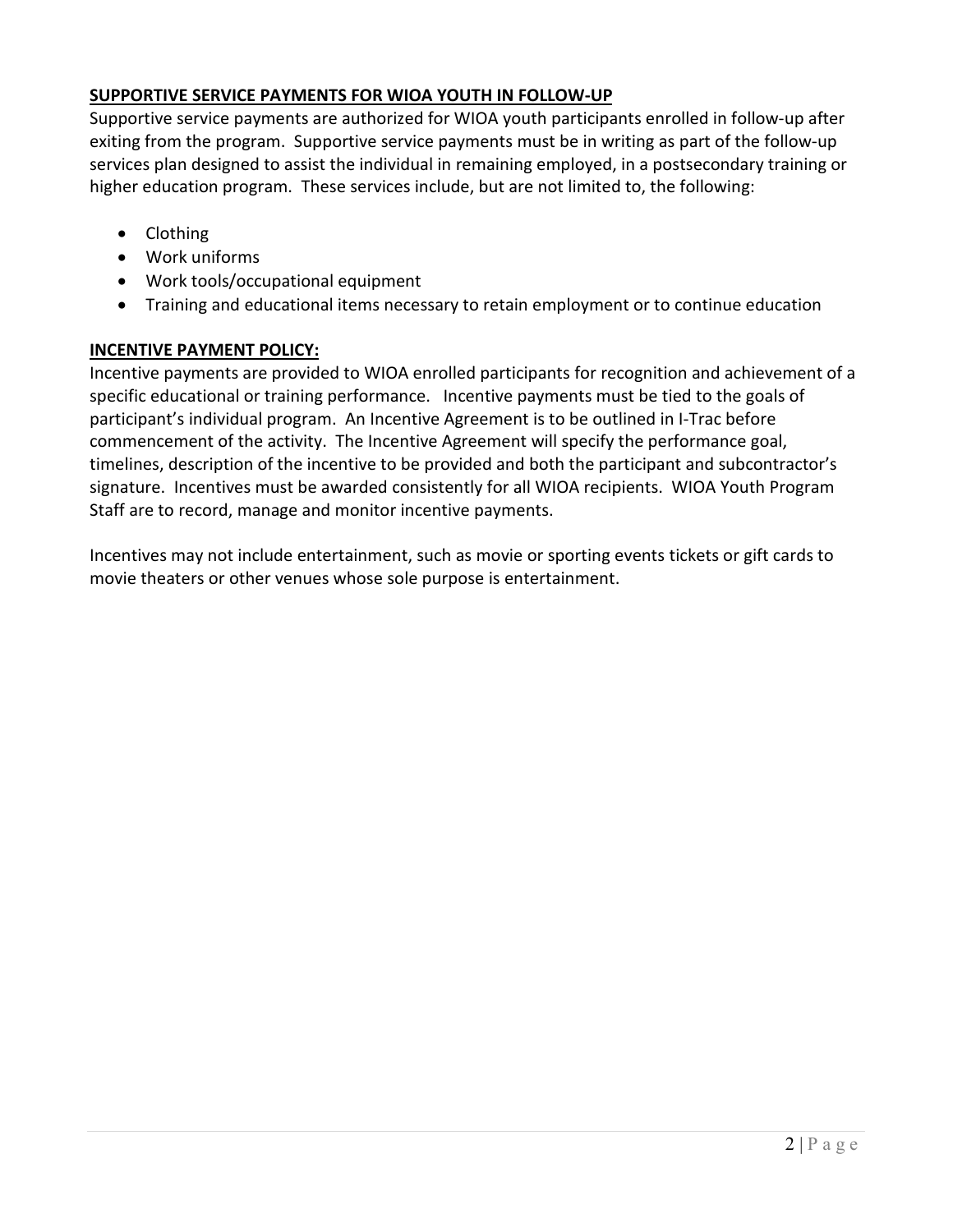**SUPPORTIVE SERVICE PAYMENTS FOR WIOA YOUTH IN FOLLOW-UP**

Supportive service payments are authorized for WIOA youth participants enrolled in follow-up after exiting from the program. Supportive service payments must be in writing as part of the follow-up services plan designed to assist the individual in remaining employed, in a postsecondary training or higher education program. These services include, but are not limited to, the following:

- Clothing
- Work uniforms
- Work tools/occupational equipment
- Training and educational items necessary to retain employment or to continue education

**INCENTIVE PAYMENT POLICY:**

Incentive payments are provided to WIOA enrolled participants for recognition and achievement of a specific educational or training performance. Incentive payments must be tied to the goals of participant's individual program. An Incentive Agreement is to be outlined in I-Trac before commencement of the activity. The Incentive Agreement will specify the performance goal, timelines, description of the incentive to be provided and both the participant and subcontractor's signature. Incentives must be awarded consistently for all WIOA recipients. WIOA Youth Program Staff are to record, manage and monitor incentive payments.

Incentives may not include entertainment, such as movie or sporting events tickets or gift cards to movie theaters or other venues whose sole purpose is entertainment.